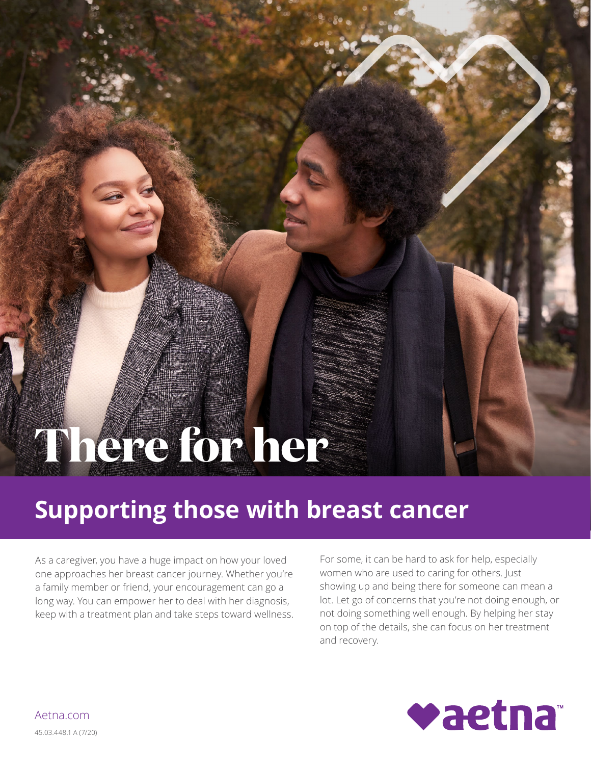# There for her

## Supporting those with breast cancer

As a caregiver, you have a huge impact on how your loved one approaches her breast cancer journey. Whether you're a family member or friend, your encouragement can go a long way. You can empower her to deal with her diagnosis, keep with a treatment plan and take steps toward wellness.

For some, it can be hard to ask for help, especially women who are used to caring for others. Just showing up and being there for someone can mean a lot. Let go of concerns that you're not doing enough, or not doing something well enough. By helping her stay on top of the details, she can focus on her treatment and recovery.

Aetna.com

45.03.448.1 A (7/20)

aetna™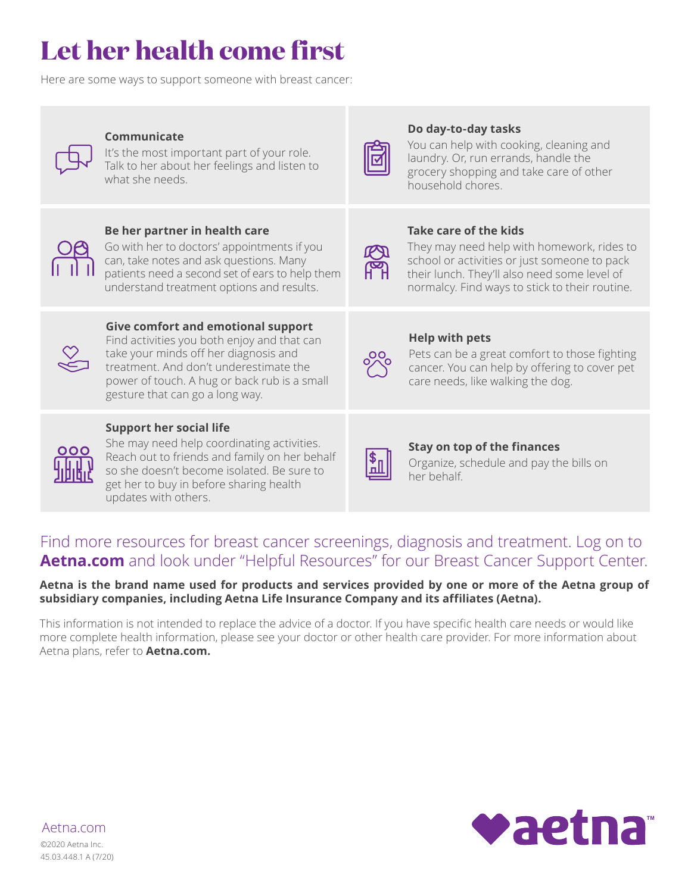# Let her health come first

Here are some ways to support someone with breast cancer:

### Communicate

It's the most important part of your role. Talk to her about her feelings and listen to what she needs.

### Do day-to-day tasks

You can help with cooking, cleaning and laundry. Or, run errands, handle the grocery shopping and take care of other household chores.

### Be her partner in health care

Go with her to doctors' appointments if you can, take notes and ask questions. Many patients need a second set of ears to help them understand treatment options and results.

### Take care of the kids

They may need help with homework, rides to school or activities or just someone to pack their lunch. They'll also need some level of normalcy. Find ways to stick to their routine.

### Give comfort and emotional support

Find activities you both enjoy and that can take your minds off her diagnosis and treatment. And don't underestimate the power of touch. A hug or back rub is a small gesture that can go a long way.

### Help with pets

Pets can be a great comfort to those fighting cancer. You can help by offering to cover pet care needs, like walking the dog.

### Support her social life

She may need help coordinating activities. Reach out to friends and family on her behalf so she doesn't become isolated. Be sure to get her to buy in before sharing health updates with others.

### Stay on top of the finances

Organize, schedule and pay the bills on her behalf.

Find more resources for breast cancer screenings, diagnosis and treatment. Log on to **Aetna.com** and look under "Helpful Resources" for our Breast Cancer Support Center.

**Aetna is the brand name used for products and services provided by one or more of the Aetna group of subsidiary companies, including Aetna Life Insurance Company and its affiliates (Aetna).**

This information is not intended to replace the advice of a doctor. If you have specific health care needs or would like more complete health information, please see your doctor or other health care provider. For more information about Aetna plans, refer to **Aetna.com.**

Aetna.com

©2020 Aetna Inc.
45.03.448.1 A (7/20)

aetna™